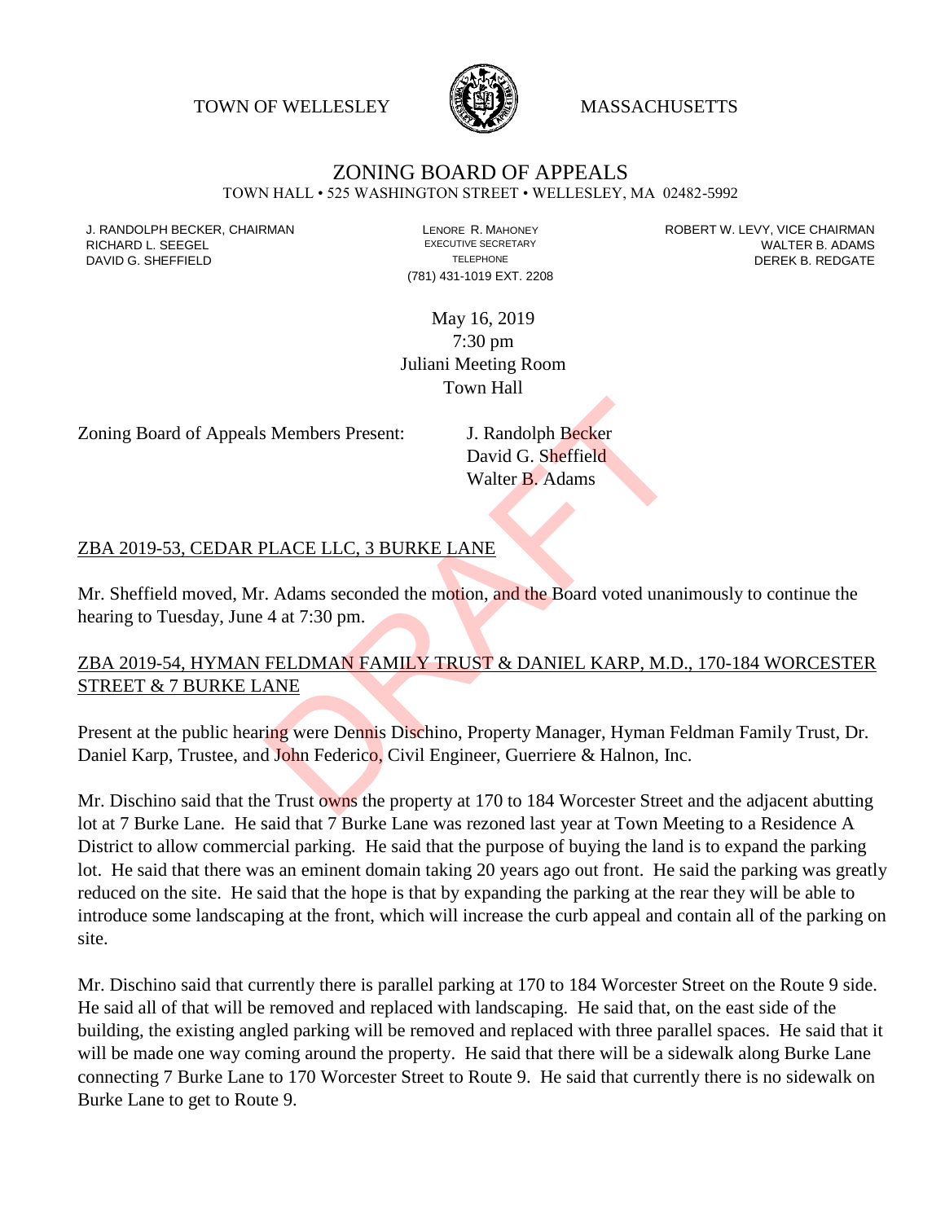TOWN OF WELLESLEY MASSACHUSETTS

# ZONING BOARD OF APPEALS

TOWN HALL • 525 WASHINGTON STREET • WELLESLEY, MA 02482-5992

J. RANDOLPH BECKER, CHAIRMAN
RICHARD L. SEEGEL
DAVID G. SHEFFIELD

LENORE R. MAHONEY
EXECUTIVE SECRETARY
TELEPHONE
(781) 431-1019 EXT. 2208

ROBERT W. LEVY, VICE CHAIRMAN
WALTER B. ADAMS
DEREK B. REDGATE

May 16, 2019
7:30 pm
Juliani Meeting Room
Town Hall

Zoning Board of Appeals Members Present: J. Randolph Becker
David G. Sheffield
Walter B. Adams

## ZBA 2019-53, CEDAR PLACE LLC, 3 BURKE LANE

Mr. Sheffield moved, Mr. Adams seconded the motion, and the Board voted unanimously to continue the hearing to Tuesday, June 4 at 7:30 pm.

## ZBA 2019-54, HYMAN FELDMAN FAMILY TRUST & DANIEL KARP, M.D., 170-184 WORCESTER STREET & 7 BURKE LANE

Present at the public hearing were Dennis Dischino, Property Manager, Hyman Feldman Family Trust, Dr. Daniel Karp, Trustee, and John Federico, Civil Engineer, Guerriere & Halnon, Inc.

Mr. Dischino said that the Trust owns the property at 170 to 184 Worcester Street and the adjacent abutting lot at 7 Burke Lane. He said that 7 Burke Lane was rezoned last year at Town Meeting to a Residence A District to allow commercial parking. He said that the purpose of buying the land is to expand the parking lot. He said that there was an eminent domain taking 20 years ago out front. He said the parking was greatly reduced on the site. He said that the hope is that by expanding the parking at the rear they will be able to introduce some landscaping at the front, which will increase the curb appeal and contain all of the parking on site.

Mr. Dischino said that currently there is parallel parking at 170 to 184 Worcester Street on the Route 9 side. He said all of that will be removed and replaced with landscaping. He said that, on the east side of the building, the existing angled parking will be removed and replaced with three parallel spaces. He said that it will be made one way coming around the property. He said that there will be a sidewalk along Burke Lane connecting 7 Burke Lane to 170 Worcester Street to Route 9. He said that currently there is no sidewalk on Burke Lane to get to Route 9.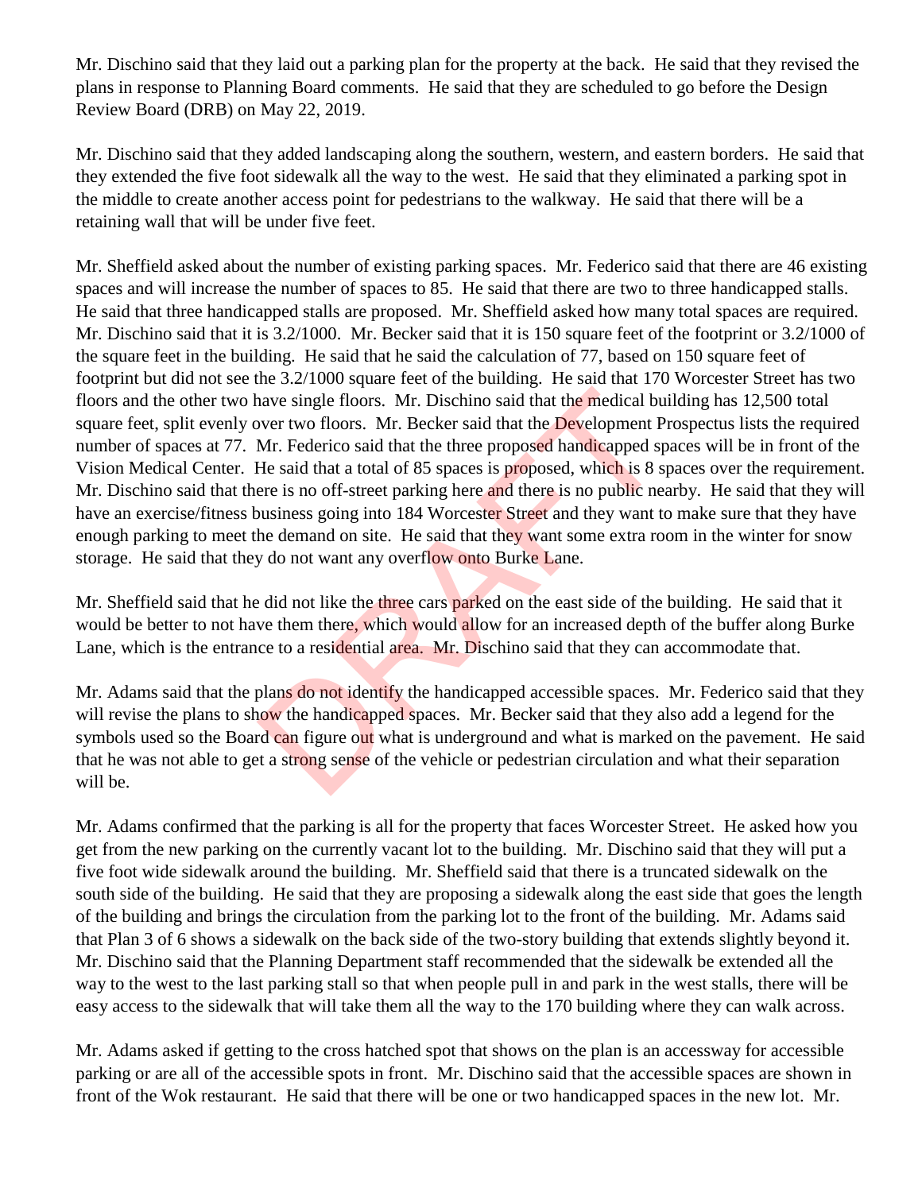Mr. Dischino said that they laid out a parking plan for the property at the back. He said that they revised the plans in response to Planning Board comments. He said that they are scheduled to go before the Design Review Board (DRB) on May 22, 2019.

Mr. Dischino said that they added landscaping along the southern, western, and eastern borders. He said that they extended the five foot sidewalk all the way to the west. He said that they eliminated a parking spot in the middle to create another access point for pedestrians to the walkway. He said that there will be a retaining wall that will be under five feet.

Mr. Sheffield asked about the number of existing parking spaces. Mr. Federico said that there are 46 existing spaces and will increase the number of spaces to 85. He said that there are two to three handicapped stalls. He said that three handicapped stalls are proposed. Mr. Sheffield asked how many total spaces are required. Mr. Dischino said that it is 3.2/1000. Mr. Becker said that it is 150 square feet of the footprint or 3.2/1000 of the square feet in the building. He said that he said the calculation of 77, based on 150 square feet of footprint but did not see the 3.2/1000 square feet of the building. He said that 170 Worcester Street has two floors and the other two have single floors. Mr. Dischino said that the medical building has 12,500 total square feet, split evenly over two floors. Mr. Becker said that the Development Prospectus lists the required number of spaces at 77. Mr. Federico said that the three proposed handicapped spaces will be in front of the Vision Medical Center. He said that a total of 85 spaces is proposed, which is 8 spaces over the requirement. Mr. Dischino said that there is no off-street parking here and there is no public nearby. He said that they will have an exercise/fitness business going into 184 Worcester Street and they want to make sure that they have enough parking to meet the demand on site. He said that they want some extra room in the winter for snow storage. He said that they do not want any overflow onto Burke Lane.

Mr. Sheffield said that he did not like the three cars parked on the east side of the building. He said that it would be better to not have them there, which would allow for an increased depth of the buffer along Burke Lane, which is the entrance to a residential area. Mr. Dischino said that they can accommodate that.

Mr. Adams said that the plans do not identify the handicapped accessible spaces. Mr. Federico said that they will revise the plans to show the handicapped spaces. Mr. Becker said that they also add a legend for the symbols used so the Board can figure out what is underground and what is marked on the pavement. He said that he was not able to get a strong sense of the vehicle or pedestrian circulation and what their separation will be.

Mr. Adams confirmed that the parking is all for the property that faces Worcester Street. He asked how you get from the new parking on the currently vacant lot to the building. Mr. Dischino said that they will put a five foot wide sidewalk around the building. Mr. Sheffield said that there is a truncated sidewalk on the south side of the building. He said that they are proposing a sidewalk along the east side that goes the length of the building and brings the circulation from the parking lot to the front of the building. Mr. Adams said that Plan 3 of 6 shows a sidewalk on the back side of the two-story building that extends slightly beyond it. Mr. Dischino said that the Planning Department staff recommended that the sidewalk be extended all the way to the west to the last parking stall so that when people pull in and park in the west stalls, there will be easy access to the sidewalk that will take them all the way to the 170 building where they can walk across.

Mr. Adams asked if getting to the cross hatched spot that shows on the plan is an accessway for accessible parking or are all of the accessible spots in front. Mr. Dischino said that the accessible spaces are shown in front of the Wok restaurant. He said that there will be one or two handicapped spaces in the new lot. Mr.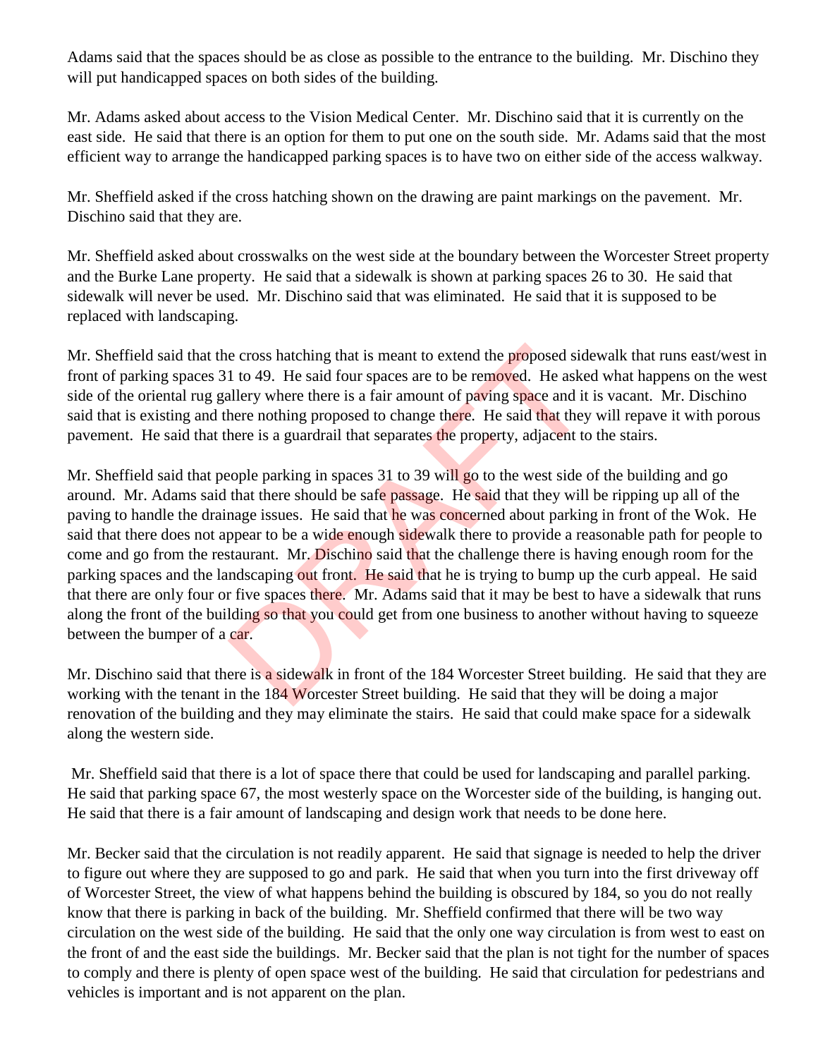Adams said that the spaces should be as close as possible to the entrance to the building. Mr. Dischino they will put handicapped spaces on both sides of the building.

Mr. Adams asked about access to the Vision Medical Center. Mr. Dischino said that it is currently on the east side. He said that there is an option for them to put one on the south side. Mr. Adams said that the most efficient way to arrange the handicapped parking spaces is to have two on either side of the access walkway.

Mr. Sheffield asked if the cross hatching shown on the drawing are paint markings on the pavement. Mr. Dischino said that they are.

Mr. Sheffield asked about crosswalks on the west side at the boundary between the Worcester Street property and the Burke Lane property. He said that a sidewalk is shown at parking spaces 26 to 30. He said that sidewalk will never be used. Mr. Dischino said that was eliminated. He said that it is supposed to be replaced with landscaping.

Mr. Sheffield said that the cross hatching that is meant to extend the proposed sidewalk that runs east/west in front of parking spaces 31 to 49. He said four spaces are to be removed. He asked what happens on the west side of the oriental rug gallery where there is a fair amount of paving space and it is vacant. Mr. Dischino said that is existing and there nothing proposed to change there. He said that they will repave it with porous pavement. He said that there is a guardrail that separates the property, adjacent to the stairs.

Mr. Sheffield said that people parking in spaces 31 to 39 will go to the west side of the building and go around. Mr. Adams said that there should be safe passage. He said that they will be ripping up all of the paving to handle the drainage issues. He said that he was concerned about parking in front of the Wok. He said that there does not appear to be a wide enough sidewalk there to provide a reasonable path for people to come and go from the restaurant. Mr. Dischino said that the challenge there is having enough room for the parking spaces and the landscaping out front. He said that he is trying to bump up the curb appeal. He said that there are only four or five spaces there. Mr. Adams said that it may be best to have a sidewalk that runs along the front of the building so that you could get from one business to another without having to squeeze between the bumper of a car.

Mr. Dischino said that there is a sidewalk in front of the 184 Worcester Street building. He said that they are working with the tenant in the 184 Worcester Street building. He said that they will be doing a major renovation of the building and they may eliminate the stairs. He said that could make space for a sidewalk along the western side.

Mr. Sheffield said that there is a lot of space there that could be used for landscaping and parallel parking. He said that parking space 67, the most westerly space on the Worcester side of the building, is hanging out. He said that there is a fair amount of landscaping and design work that needs to be done here.

Mr. Becker said that the circulation is not readily apparent. He said that signage is needed to help the driver to figure out where they are supposed to go and park. He said that when you turn into the first driveway off of Worcester Street, the view of what happens behind the building is obscured by 184, so you do not really know that there is parking in back of the building. Mr. Sheffield confirmed that there will be two way circulation on the west side of the building. He said that the only one way circulation is from west to east on the front of and the east side the buildings. Mr. Becker said that the plan is not tight for the number of spaces to comply and there is plenty of open space west of the building. He said that circulation for pedestrians and vehicles is important and is not apparent on the plan.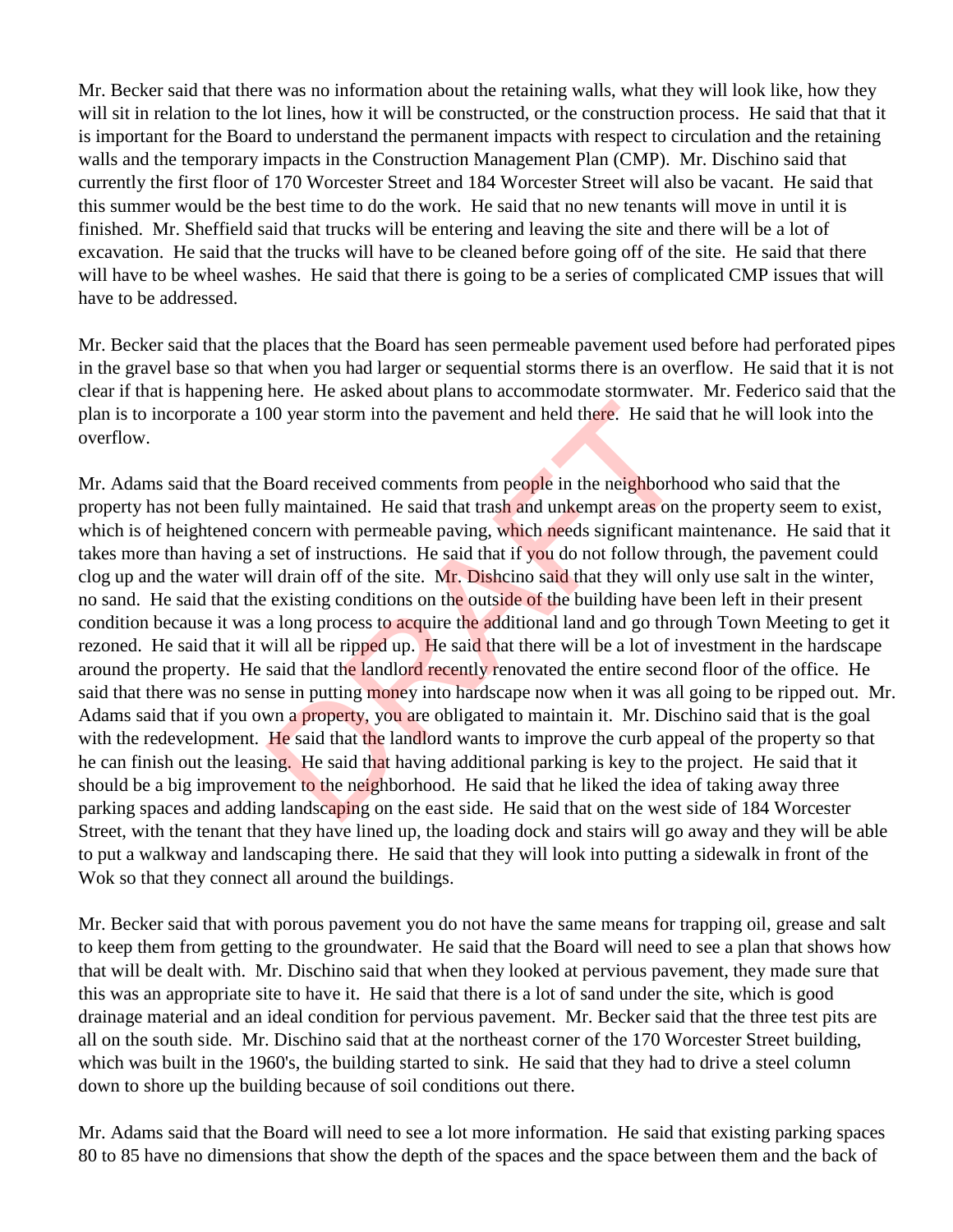Mr. Becker said that there was no information about the retaining walls, what they will look like, how they will sit in relation to the lot lines, how it will be constructed, or the construction process. He said that that it is important for the Board to understand the permanent impacts with respect to circulation and the retaining walls and the temporary impacts in the Construction Management Plan (CMP). Mr. Dischino said that currently the first floor of 170 Worcester Street and 184 Worcester Street will also be vacant. He said that this summer would be the best time to do the work. He said that no new tenants will move in until it is finished. Mr. Sheffield said that trucks will be entering and leaving the site and there will be a lot of excavation. He said that the trucks will have to be cleaned before going off of the site. He said that there will have to be wheel washes. He said that there is going to be a series of complicated CMP issues that will have to be addressed.

Mr. Becker said that the places that the Board has seen permeable pavement used before had perforated pipes in the gravel base so that when you had larger or sequential storms there is an overflow. He said that it is not clear if that is happening here. He asked about plans to accommodate stormwater. Mr. Federico said that the plan is to incorporate a 100 year storm into the pavement and held there. He said that he will look into the overflow.

Mr. Adams said that the Board received comments from people in the neighborhood who said that the property has not been fully maintained. He said that trash and unkempt areas on the property seem to exist, which is of heightened concern with permeable paving, which needs significant maintenance. He said that it takes more than having a set of instructions. He said that if you do not follow through, the pavement could clog up and the water will drain off of the site. Mr. Dishcino said that they will only use salt in the winter, no sand. He said that the existing conditions on the outside of the building have been left in their present condition because it was a long process to acquire the additional land and go through Town Meeting to get it rezoned. He said that it will all be ripped up. He said that there will be a lot of investment in the hardscape around the property. He said that the landlord recently renovated the entire second floor of the office. He said that there was no sense in putting money into hardscape now when it was all going to be ripped out. Mr. Adams said that if you own a property, you are obligated to maintain it. Mr. Dischino said that is the goal with the redevelopment. He said that the landlord wants to improve the curb appeal of the property so that he can finish out the leasing. He said that having additional parking is key to the project. He said that it should be a big improvement to the neighborhood. He said that he liked the idea of taking away three parking spaces and adding landscaping on the east side. He said that on the west side of 184 Worcester Street, with the tenant that they have lined up, the loading dock and stairs will go away and they will be able to put a walkway and landscaping there. He said that they will look into putting a sidewalk in front of the Wok so that they connect all around the buildings.

Mr. Becker said that with porous pavement you do not have the same means for trapping oil, grease and salt to keep them from getting to the groundwater. He said that the Board will need to see a plan that shows how that will be dealt with. Mr. Dischino said that when they looked at pervious pavement, they made sure that this was an appropriate site to have it. He said that there is a lot of sand under the site, which is good drainage material and an ideal condition for pervious pavement. Mr. Becker said that the three test pits are all on the south side. Mr. Dischino said that at the northeast corner of the 170 Worcester Street building, which was built in the 1960's, the building started to sink. He said that they had to drive a steel column down to shore up the building because of soil conditions out there.

Mr. Adams said that the Board will need to see a lot more information. He said that existing parking spaces 80 to 85 have no dimensions that show the depth of the spaces and the space between them and the back of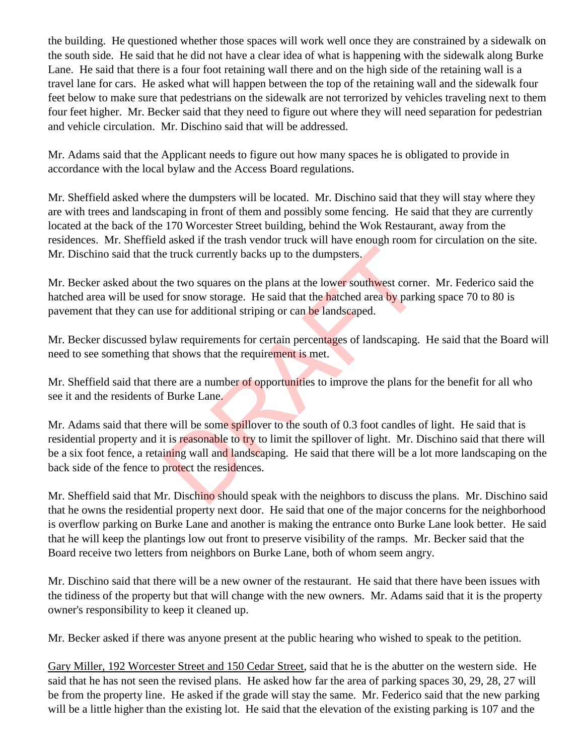the building. He questioned whether those spaces will work well once they are constrained by a sidewalk on the south side. He said that he did not have a clear idea of what is happening with the sidewalk along Burke Lane. He said that there is a four foot retaining wall there and on the high side of the retaining wall is a travel lane for cars. He asked what will happen between the top of the retaining wall and the sidewalk four feet below to make sure that pedestrians on the sidewalk are not terrorized by vehicles traveling next to them four feet higher. Mr. Becker said that they need to figure out where they will need separation for pedestrian and vehicle circulation. Mr. Dischino said that will be addressed.

Mr. Adams said that the Applicant needs to figure out how many spaces he is obligated to provide in accordance with the local bylaw and the Access Board regulations.

Mr. Sheffield asked where the dumpsters will be located. Mr. Dischino said that they will stay where they are with trees and landscaping in front of them and possibly some fencing. He said that they are currently located at the back of the 170 Worcester Street building, behind the Wok Restaurant, away from the residences. Mr. Sheffield asked if the trash vendor truck will have enough room for circulation on the site. Mr. Dischino said that the truck currently backs up to the dumpsters.

Mr. Becker asked about the two squares on the plans at the lower southwest corner. Mr. Federico said the hatched area will be used for snow storage. He said that the hatched area by parking space 70 to 80 is pavement that they can use for additional striping or can be landscaped.

Mr. Becker discussed bylaw requirements for certain percentages of landscaping. He said that the Board will need to see something that shows that the requirement is met.

Mr. Sheffield said that there are a number of opportunities to improve the plans for the benefit for all who see it and the residents of Burke Lane.

Mr. Adams said that there will be some spillover to the south of 0.3 foot candles of light. He said that is residential property and it is reasonable to try to limit the spillover of light. Mr. Dischino said that there will be a six foot fence, a retaining wall and landscaping. He said that there will be a lot more landscaping on the back side of the fence to protect the residences.

Mr. Sheffield said that Mr. Dischino should speak with the neighbors to discuss the plans. Mr. Dischino said that he owns the residential property next door. He said that one of the major concerns for the neighborhood is overflow parking on Burke Lane and another is making the entrance onto Burke Lane look better. He said that he will keep the plantings low out front to preserve visibility of the ramps. Mr. Becker said that the Board receive two letters from neighbors on Burke Lane, both of whom seem angry.

Mr. Dischino said that there will be a new owner of the restaurant. He said that there have been issues with the tidiness of the property but that will change with the new owners. Mr. Adams said that it is the property owner's responsibility to keep it cleaned up.

Mr. Becker asked if there was anyone present at the public hearing who wished to speak to the petition.

Gary Miller, 192 Worcester Street and 150 Cedar Street, said that he is the abutter on the western side. He said that he has not seen the revised plans. He asked how far the area of parking spaces 30, 29, 28, 27 will be from the property line. He asked if the grade will stay the same. Mr. Federico said that the new parking will be a little higher than the existing lot. He said that the elevation of the existing parking is 107 and the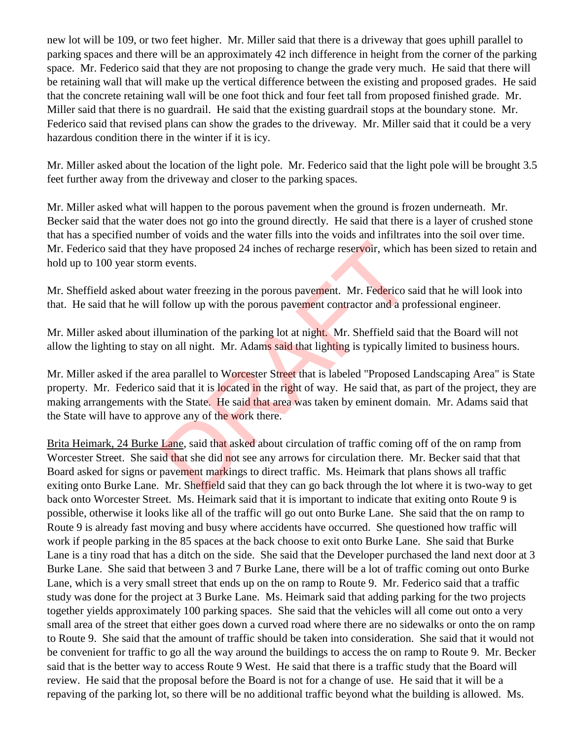new lot will be 109, or two feet higher. Mr. Miller said that there is a driveway that goes uphill parallel to parking spaces and there will be an approximately 42 inch difference in height from the corner of the parking space. Mr. Federico said that they are not proposing to change the grade very much. He said that there will be retaining wall that will make up the vertical difference between the existing and proposed grades. He said that the concrete retaining wall will be one foot thick and four feet tall from proposed finished grade. Mr. Miller said that there is no guardrail. He said that the existing guardrail stops at the boundary stone. Mr. Federico said that revised plans can show the grades to the driveway. Mr. Miller said that it could be a very hazardous condition there in the winter if it is icy.

Mr. Miller asked about the location of the light pole. Mr. Federico said that the light pole will be brought 3.5 feet further away from the driveway and closer to the parking spaces.

Mr. Miller asked what will happen to the porous pavement when the ground is frozen underneath. Mr. Becker said that the water does not go into the ground directly. He said that there is a layer of crushed stone that has a specified number of voids and the water fills into the voids and infiltrates into the soil over time. Mr. Federico said that they have proposed 24 inches of recharge reservoir, which has been sized to retain and hold up to 100 year storm events.

Mr. Sheffield asked about water freezing in the porous pavement. Mr. Federico said that he will look into that. He said that he will follow up with the porous pavement contractor and a professional engineer.

Mr. Miller asked about illumination of the parking lot at night. Mr. Sheffield said that the Board will not allow the lighting to stay on all night. Mr. Adams said that lighting is typically limited to business hours.

Mr. Miller asked if the area parallel to Worcester Street that is labeled "Proposed Landscaping Area" is State property. Mr. Federico said that it is located in the right of way. He said that, as part of the project, they are making arrangements with the State. He said that area was taken by eminent domain. Mr. Adams said that the State will have to approve any of the work there.

Brita Heimark, 24 Burke Lane, said that asked about circulation of traffic coming off of the on ramp from Worcester Street. She said that she did not see any arrows for circulation there. Mr. Becker said that that Board asked for signs or pavement markings to direct traffic. Ms. Heimark that plans shows all traffic exiting onto Burke Lane. Mr. Sheffield said that they can go back through the lot where it is two-way to get back onto Worcester Street. Ms. Heimark said that it is important to indicate that exiting onto Route 9 is possible, otherwise it looks like all of the traffic will go out onto Burke Lane. She said that the on ramp to Route 9 is already fast moving and busy where accidents have occurred. She questioned how traffic will work if people parking in the 85 spaces at the back choose to exit onto Burke Lane. She said that Burke Lane is a tiny road that has a ditch on the side. She said that the Developer purchased the land next door at 3 Burke Lane. She said that between 3 and 7 Burke Lane, there will be a lot of traffic coming out onto Burke Lane, which is a very small street that ends up on the on ramp to Route 9. Mr. Federico said that a traffic study was done for the project at 3 Burke Lane. Ms. Heimark said that adding parking for the two projects together yields approximately 100 parking spaces. She said that the vehicles will all come out onto a very small area of the street that either goes down a curved road where there are no sidewalks or onto the on ramp to Route 9. She said that the amount of traffic should be taken into consideration. She said that it would not be convenient for traffic to go all the way around the buildings to access the on ramp to Route 9. Mr. Becker said that is the better way to access Route 9 West. He said that there is a traffic study that the Board will review. He said that the proposal before the Board is not for a change of use. He said that it will be a repaving of the parking lot, so there will be no additional traffic beyond what the building is allowed. Ms.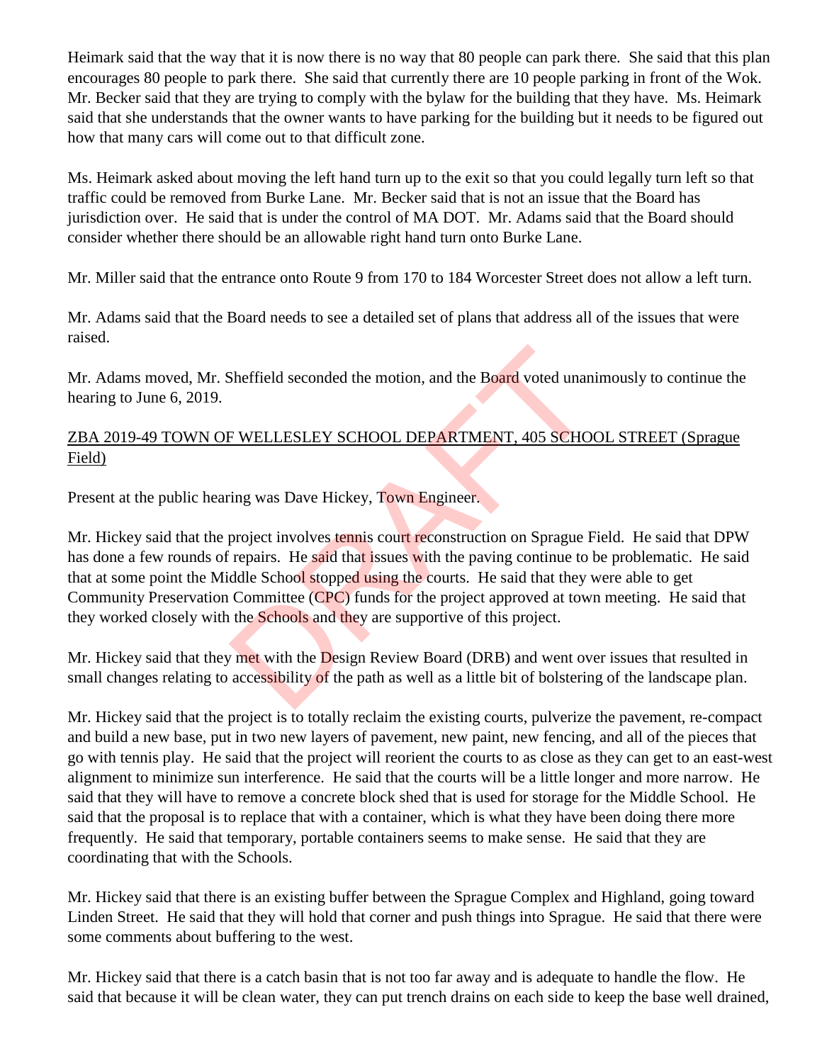Heimark said that the way that it is now there is no way that 80 people can park there. She said that this plan encourages 80 people to park there. She said that currently there are 10 people parking in front of the Wok. Mr. Becker said that they are trying to comply with the bylaw for the building that they have. Ms. Heimark said that she understands that the owner wants to have parking for the building but it needs to be figured out how that many cars will come out to that difficult zone.

Ms. Heimark asked about moving the left hand turn up to the exit so that you could legally turn left so that traffic could be removed from Burke Lane. Mr. Becker said that is not an issue that the Board has jurisdiction over. He said that is under the control of MA DOT. Mr. Adams said that the Board should consider whether there should be an allowable right hand turn onto Burke Lane.

Mr. Miller said that the entrance onto Route 9 from 170 to 184 Worcester Street does not allow a left turn.

Mr. Adams said that the Board needs to see a detailed set of plans that address all of the issues that were raised.

Mr. Adams moved, Mr. Sheffield seconded the motion, and the Board voted unanimously to continue the hearing to June 6, 2019.

<u>ZBA 2019-49 TOWN OF WELLESLEY SCHOOL DEPARTMENT, 405 SCHOOL STREET (Sprague Field)</u>

Present at the public hearing was Dave Hickey, Town Engineer.

Mr. Hickey said that the project involves tennis court reconstruction on Sprague Field. He said that DPW has done a few rounds of repairs. He said that issues with the paving continue to be problematic. He said that at some point the Middle School stopped using the courts. He said that they were able to get Community Preservation Committee (CPC) funds for the project approved at town meeting. He said that they worked closely with the Schools and they are supportive of this project.

Mr. Hickey said that they met with the Design Review Board (DRB) and went over issues that resulted in small changes relating to accessibility of the path as well as a little bit of bolstering of the landscape plan.

Mr. Hickey said that the project is to totally reclaim the existing courts, pulverize the pavement, re-compact and build a new base, put in two new layers of pavement, new paint, new fencing, and all of the pieces that go with tennis play. He said that the project will reorient the courts to as close as they can get to an east-west alignment to minimize sun interference. He said that the courts will be a little longer and more narrow. He said that they will have to remove a concrete block shed that is used for storage for the Middle School. He said that the proposal is to replace that with a container, which is what they have been doing there more frequently. He said that temporary, portable containers seems to make sense. He said that they are coordinating that with the Schools.

Mr. Hickey said that there is an existing buffer between the Sprague Complex and Highland, going toward Linden Street. He said that they will hold that corner and push things into Sprague. He said that there were some comments about buffering to the west.

Mr. Hickey said that there is a catch basin that is not too far away and is adequate to handle the flow. He said that because it will be clean water, they can put trench drains on each side to keep the base well drained,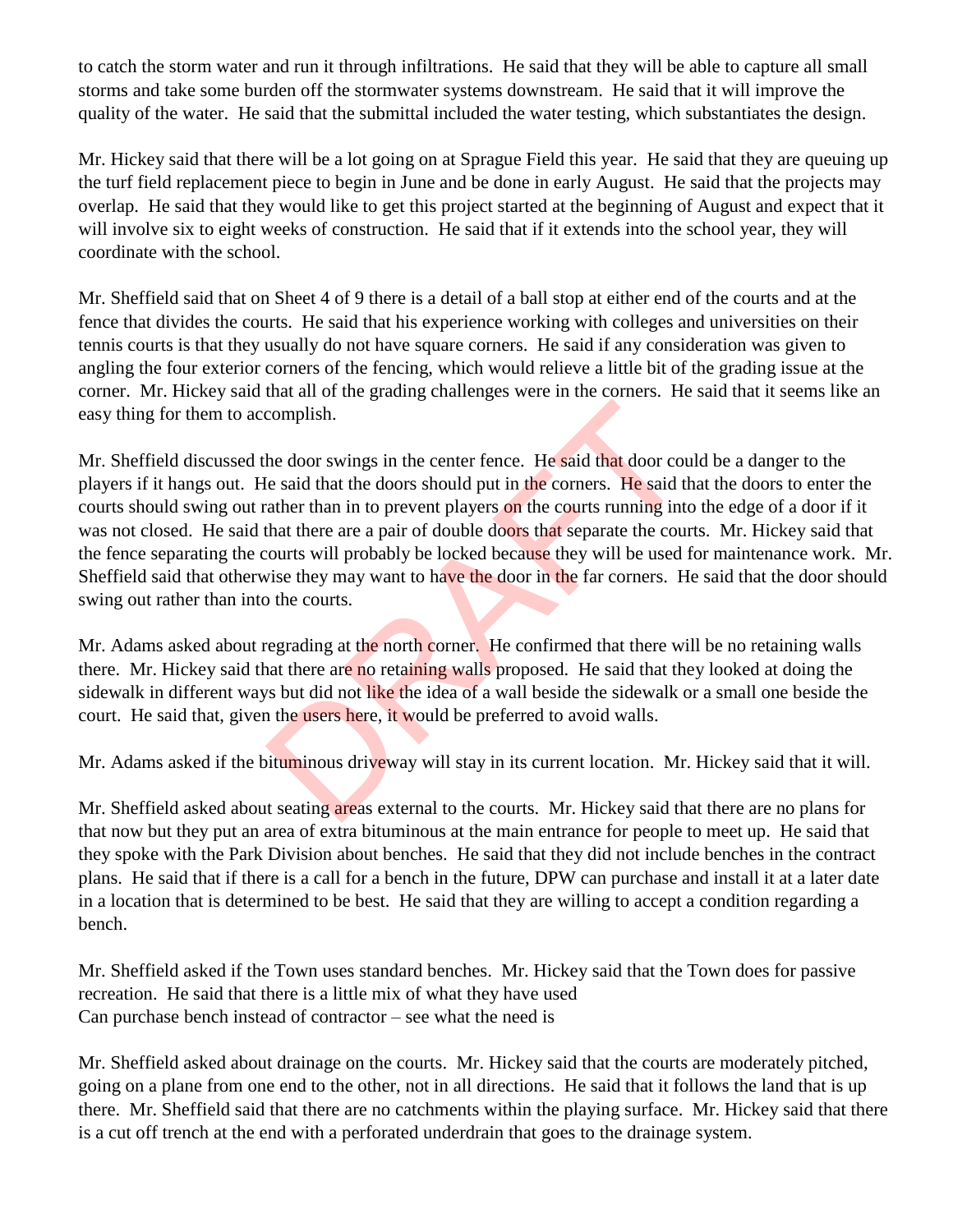to catch the storm water and run it through infiltrations. He said that they will be able to capture all small storms and take some burden off the stormwater systems downstream. He said that it will improve the quality of the water. He said that the submittal included the water testing, which substantiates the design.

Mr. Hickey said that there will be a lot going on at Sprague Field this year. He said that they are queuing up the turf field replacement piece to begin in June and be done in early August. He said that the projects may overlap. He said that they would like to get this project started at the beginning of August and expect that it will involve six to eight weeks of construction. He said that if it extends into the school year, they will coordinate with the school.

Mr. Sheffield said that on Sheet 4 of 9 there is a detail of a ball stop at either end of the courts and at the fence that divides the courts. He said that his experience working with colleges and universities on their tennis courts is that they usually do not have square corners. He said if any consideration was given to angling the four exterior corners of the fencing, which would relieve a little bit of the grading issue at the corner. Mr. Hickey said that all of the grading challenges were in the corners. He said that it seems like an easy thing for them to accomplish.

Mr. Sheffield discussed the door swings in the center fence. He said that door could be a danger to the players if it hangs out. He said that the doors should put in the corners. He said that the doors to enter the courts should swing out rather than in to prevent players on the courts running into the edge of a door if it was not closed. He said that there are a pair of double doors that separate the courts. Mr. Hickey said that the fence separating the courts will probably be locked because they will be used for maintenance work. Mr. Sheffield said that otherwise they may want to have the door in the far corners. He said that the door should swing out rather than into the courts.

Mr. Adams asked about regrading at the north corner. He confirmed that there will be no retaining walls there. Mr. Hickey said that there are no retaining walls proposed. He said that they looked at doing the sidewalk in different ways but did not like the idea of a wall beside the sidewalk or a small one beside the court. He said that, given the users here, it would be preferred to avoid walls.

Mr. Adams asked if the bituminous driveway will stay in its current location. Mr. Hickey said that it will.

Mr. Sheffield asked about seating areas external to the courts. Mr. Hickey said that there are no plans for that now but they put an area of extra bituminous at the main entrance for people to meet up. He said that they spoke with the Park Division about benches. He said that they did not include benches in the contract plans. He said that if there is a call for a bench in the future, DPW can purchase and install it at a later date in a location that is determined to be best. He said that they are willing to accept a condition regarding a bench.

Mr. Sheffield asked if the Town uses standard benches. Mr. Hickey said that the Town does for passive recreation. He said that there is a little mix of what they have used
Can purchase bench instead of contractor – see what the need is

Mr. Sheffield asked about drainage on the courts. Mr. Hickey said that the courts are moderately pitched, going on a plane from one end to the other, not in all directions. He said that it follows the land that is up there. Mr. Sheffield said that there are no catchments within the playing surface. Mr. Hickey said that there is a cut off trench at the end with a perforated underdrain that goes to the drainage system.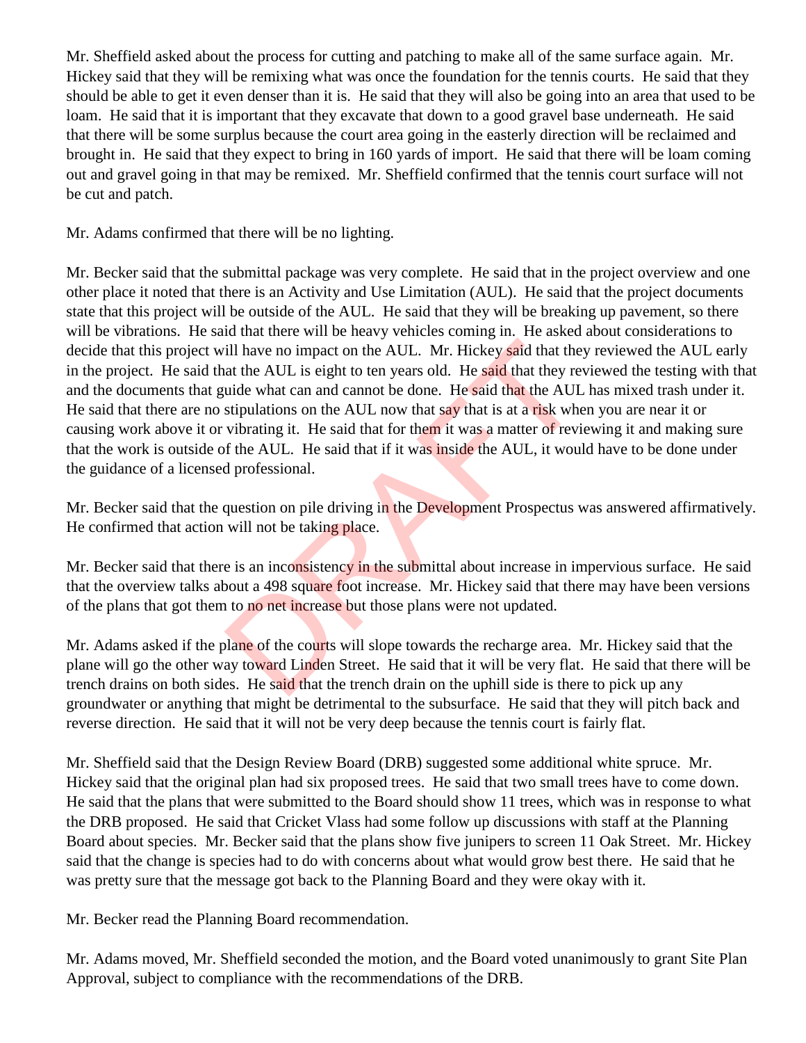Mr. Sheffield asked about the process for cutting and patching to make all of the same surface again. Mr. Hickey said that they will be remixing what was once the foundation for the tennis courts. He said that they should be able to get it even denser than it is. He said that they will also be going into an area that used to be loam. He said that it is important that they excavate that down to a good gravel base underneath. He said that there will be some surplus because the court area going in the easterly direction will be reclaimed and brought in. He said that they expect to bring in 160 yards of import. He said that there will be loam coming out and gravel going in that may be remixed. Mr. Sheffield confirmed that the tennis court surface will not be cut and patch.

Mr. Adams confirmed that there will be no lighting.

Mr. Becker said that the submittal package was very complete. He said that in the project overview and one other place it noted that there is an Activity and Use Limitation (AUL). He said that the project documents state that this project will be outside of the AUL. He said that they will be breaking up pavement, so there will be vibrations. He said that there will be heavy vehicles coming in. He asked about considerations to decide that this project will have no impact on the AUL. Mr. Hickey said that they reviewed the AUL early in the project. He said that the AUL is eight to ten years old. He said that they reviewed the testing with that and the documents that guide what can and cannot be done. He said that the AUL has mixed trash under it. He said that there are no stipulations on the AUL now that say that is at a risk when you are near it or causing work above it or vibrating it. He said that for them it was a matter of reviewing it and making sure that the work is outside of the AUL. He said that if it was inside the AUL, it would have to be done under the guidance of a licensed professional.

Mr. Becker said that the question on pile driving in the Development Prospectus was answered affirmatively. He confirmed that action will not be taking place.

Mr. Becker said that there is an inconsistency in the submittal about increase in impervious surface. He said that the overview talks about a 498 square foot increase. Mr. Hickey said that there may have been versions of the plans that got them to no net increase but those plans were not updated.

Mr. Adams asked if the plane of the courts will slope towards the recharge area. Mr. Hickey said that the plane will go the other way toward Linden Street. He said that it will be very flat. He said that there will be trench drains on both sides. He said that the trench drain on the uphill side is there to pick up any groundwater or anything that might be detrimental to the subsurface. He said that they will pitch back and reverse direction. He said that it will not be very deep because the tennis court is fairly flat.

Mr. Sheffield said that the Design Review Board (DRB) suggested some additional white spruce. Mr. Hickey said that the original plan had six proposed trees. He said that two small trees have to come down. He said that the plans that were submitted to the Board should show 11 trees, which was in response to what the DRB proposed. He said that Cricket Vlass had some follow up discussions with staff at the Planning Board about species. Mr. Becker said that the plans show five junipers to screen 11 Oak Street. Mr. Hickey said that the change is species had to do with concerns about what would grow best there. He said that he was pretty sure that the message got back to the Planning Board and they were okay with it.

Mr. Becker read the Planning Board recommendation.

Mr. Adams moved, Mr. Sheffield seconded the motion, and the Board voted unanimously to grant Site Plan Approval, subject to compliance with the recommendations of the DRB.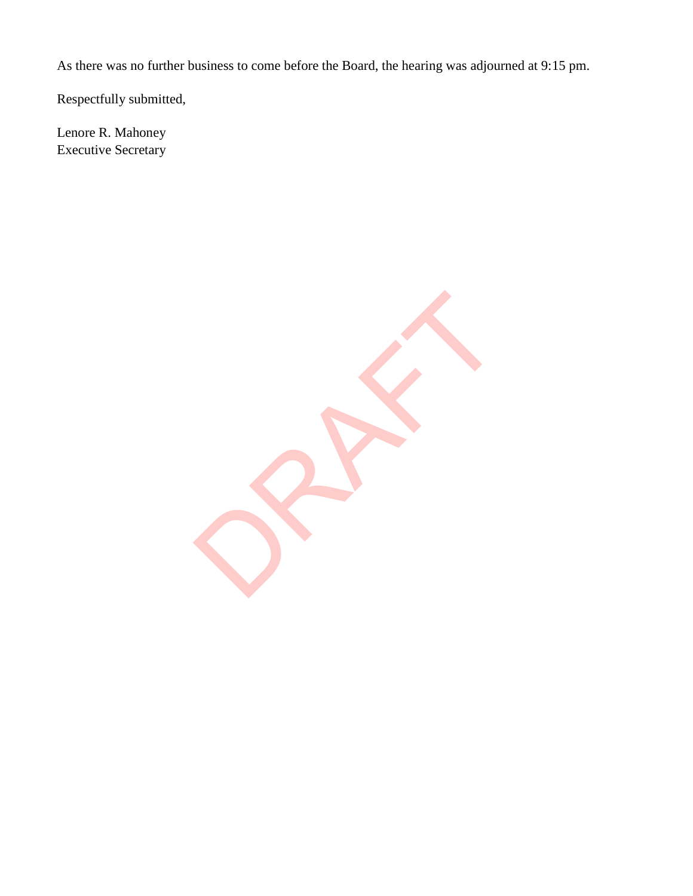As there was no further business to come before the Board, the hearing was adjourned at 9:15 pm.

Respectfully submitted,

Lenore R. Mahoney
Executive Secretary

DRAFT